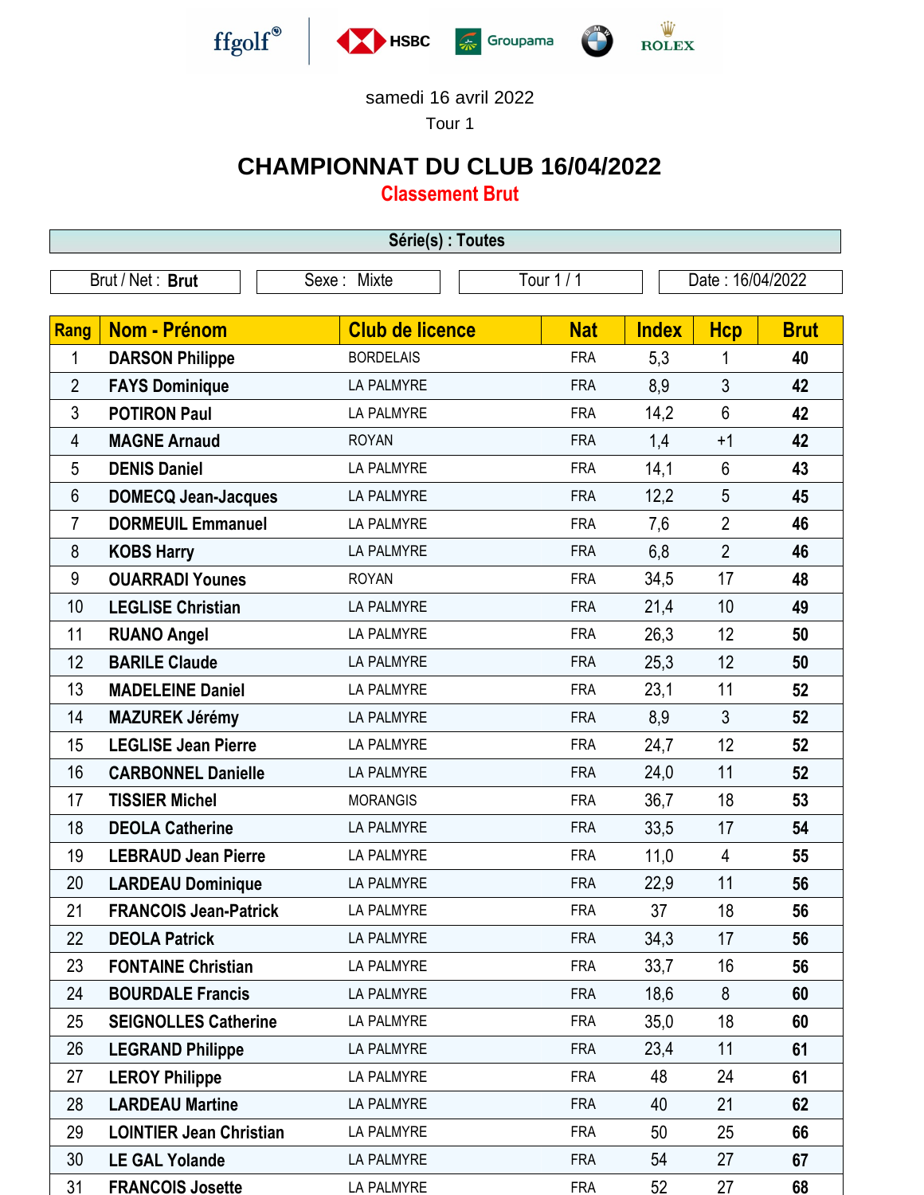ffgolf® HSBC Groupama ROLEX

samedi 16 avril 2022

Tour 1

# CHAMPIONNAT DU CLUB 16/04/2022

## Classement Brut

**Série(s) : Toutes**

| Brut / Net : **Brut** | Sexe : Mixte | Tour 1 / 1 | Date : 16/04/2022 |
|---|---|---|---|

| Rang | Nom - Prénom | Club de licence | Nat | Index | Hcp | Brut |
|---|---|---|---|---|---|---|
| 1 | **DARSON Philippe** | BORDELAIS | FRA | 5,3 | 1 | **40** |
| 2 | **FAYS Dominique** | LA PALMYRE | FRA | 8,9 | 3 | **42** |
| 3 | **POTIRON Paul** | LA PALMYRE | FRA | 14,2 | 6 | **42** |
| 4 | **MAGNE Arnaud** | ROYAN | FRA | 1,4 | +1 | **42** |
| 5 | **DENIS Daniel** | LA PALMYRE | FRA | 14,1 | 6 | **43** |
| 6 | **DOMECQ Jean-Jacques** | LA PALMYRE | FRA | 12,2 | 5 | **45** |
| 7 | **DORMEUIL Emmanuel** | LA PALMYRE | FRA | 7,6 | 2 | **46** |
| 8 | **KOBS Harry** | LA PALMYRE | FRA | 6,8 | 2 | **46** |
| 9 | **OUARRADI Younes** | ROYAN | FRA | 34,5 | 17 | **48** |
| 10 | **LEGLISE Christian** | LA PALMYRE | FRA | 21,4 | 10 | **49** |
| 11 | **RUANO Angel** | LA PALMYRE | FRA | 26,3 | 12 | **50** |
| 12 | **BARILE Claude** | LA PALMYRE | FRA | 25,3 | 12 | **50** |
| 13 | **MADELEINE Daniel** | LA PALMYRE | FRA | 23,1 | 11 | **52** |
| 14 | **MAZUREK Jérémy** | LA PALMYRE | FRA | 8,9 | 3 | **52** |
| 15 | **LEGLISE Jean Pierre** | LA PALMYRE | FRA | 24,7 | 12 | **52** |
| 16 | **CARBONNEL Danielle** | LA PALMYRE | FRA | 24,0 | 11 | **52** |
| 17 | **TISSIER Michel** | MORANGIS | FRA | 36,7 | 18 | **53** |
| 18 | **DEOLA Catherine** | LA PALMYRE | FRA | 33,5 | 17 | **54** |
| 19 | **LEBRAUD Jean Pierre** | LA PALMYRE | FRA | 11,0 | 4 | **55** |
| 20 | **LARDEAU Dominique** | LA PALMYRE | FRA | 22,9 | 11 | **56** |
| 21 | **FRANCOIS Jean-Patrick** | LA PALMYRE | FRA | 37 | 18 | **56** |
| 22 | **DEOLA Patrick** | LA PALMYRE | FRA | 34,3 | 17 | **56** |
| 23 | **FONTAINE Christian** | LA PALMYRE | FRA | 33,7 | 16 | **56** |
| 24 | **BOURDALE Francis** | LA PALMYRE | FRA | 18,6 | 8 | **60** |
| 25 | **SEIGNOLLES Catherine** | LA PALMYRE | FRA | 35,0 | 18 | **60** |
| 26 | **LEGRAND Philippe** | LA PALMYRE | FRA | 23,4 | 11 | **61** |
| 27 | **LEROY Philippe** | LA PALMYRE | FRA | 48 | 24 | **61** |
| 28 | **LARDEAU Martine** | LA PALMYRE | FRA | 40 | 21 | **62** |
| 29 | **LOINTIER Jean Christian** | LA PALMYRE | FRA | 50 | 25 | **66** |
| 30 | **LE GAL Yolande** | LA PALMYRE | FRA | 54 | 27 | **67** |
| 31 | **FRANCOIS Josette** | LA PALMYRE | FRA | 52 | 27 | **68** |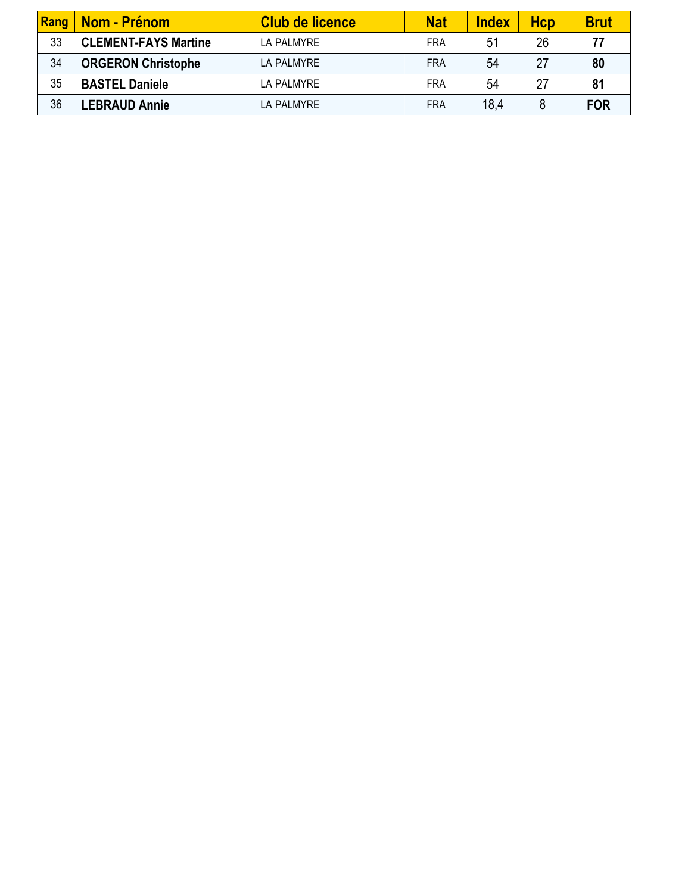| Rang | Nom - Prénom | Club de licence | Nat | Index | Hcp | Brut |
|---|---|---|---|---|---|---|
| 33 | **CLEMENT-FAYS Martine** | LA PALMYRE | FRA | 51 | 26 | **77** |
| 34 | **ORGERON Christophe** | LA PALMYRE | FRA | 54 | 27 | **80** |
| 35 | **BASTEL Daniele** | LA PALMYRE | FRA | 54 | 27 | **81** |
| 36 | **LEBRAUD Annie** | LA PALMYRE | FRA | 18,4 | 8 | **FOR** |